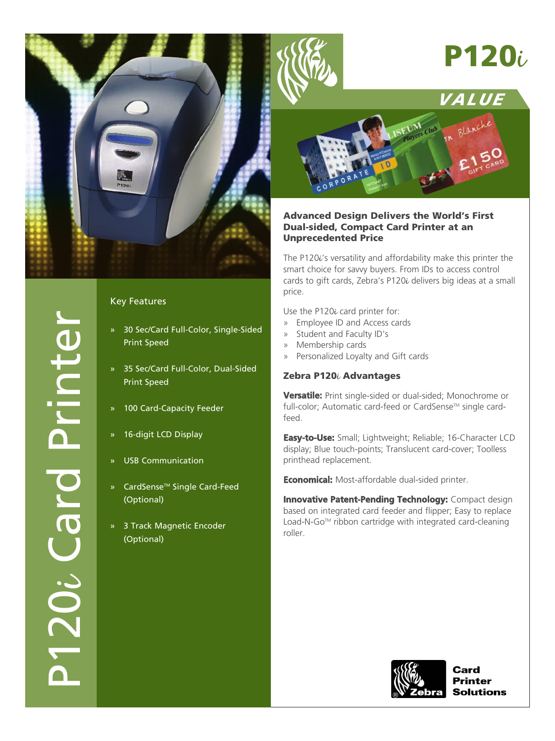# P120*i*

## VALUE

# P120*i* Card Printer

## Key Features

- 30 Sec/Card Full-Color, Single-Sided Print Speed
- 35 Sec/Card Full-Color, Dual-Sided Print Speed
- 100 Card-Capacity Feeder
- 16-digit LCD Display
- USB Communication
- CardSense™ Single Card-Feed (Optional)
- 3 Track Magnetic Encoder (Optional)

## Advanced Design Delivers the World's First Dual-sided, Compact Card Printer at an Unprecedented Price

The P120*i*'s versatility and affordability make this printer the smart choice for savvy buyers. From IDs to access control cards to gift cards, Zebra's P120*i* delivers big ideas at a small price.

Use the P120*i* card printer for:

- Employee ID and Access cards
- Student and Faculty ID's
- Membership cards
- Personalized Loyalty and Gift cards

### Zebra P120*i* Advantages

**Versatile:** Print single-sided or dual-sided; Monochrome or full-color; Automatic card-feed or CardSense™ single card-feed.

**Easy-to-Use:** Small; Lightweight; Reliable; 16-Character LCD display; Blue touch-points; Translucent card-cover; Toolless printhead replacement.

**Economical:** Most-affordable dual-sided printer.

**Innovative Patent-Pending Technology:** Compact design based on integrated card feeder and flipper; Easy to replace Load-N-Go™ ribbon cartridge with integrated card-cleaning roller.

Zebra® Card Printer Solutions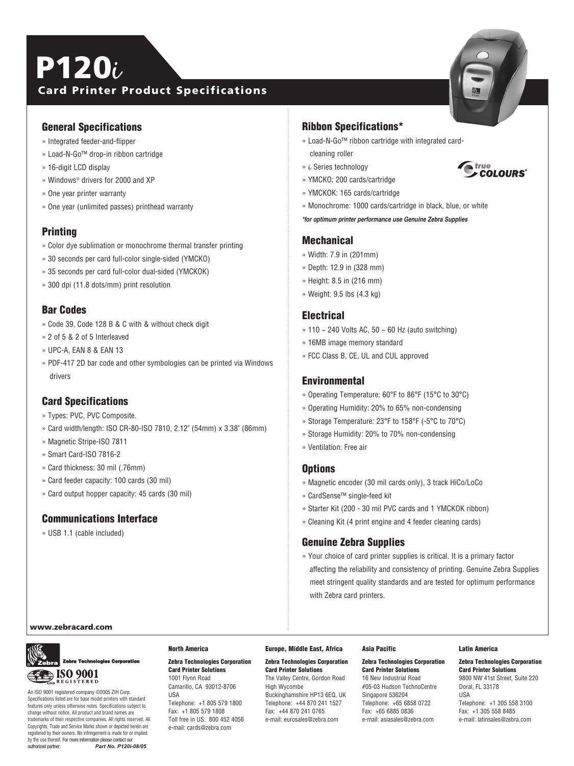# P120*i*

## Card Printer Product Specifications

### General Specifications

- » Integrated feeder-and-flipper
- » Load-N-Go™ drop-in ribbon cartridge
- » 16-digit LCD display
- » Windows® drivers for 2000 and XP
- » One year printer warranty
- » One year (unlimited passes) printhead warranty

### Printing

- » Color dye sublimation or monochrome thermal transfer printing
- » 30 seconds per card full-color single-sided (YMCKO)
- » 35 seconds per card full-color dual-sided (YMCKOK)
- » 300 dpi (11.8 dots/mm) print resolution

### Bar Codes

- » Code 39, Code 128 B & C with & without check digit
- » 2 of 5 & 2 of 5 Interleaved
- » UPC-A, EAN 8 & EAN 13
- » PDF-417 2D bar code and other symbologies can be printed via Windows drivers

### Card Specifications

- » Types: PVC, PVC Composite.
- » Card width/length: ISO CR-80-ISO 7810, 2.12" (54mm) x 3.38" (86mm)
- » Magnetic Stripe-ISO 7811
- » Smart Card-ISO 7816-2
- » Card thickness: 30 mil (.76mm)
- » Card feeder capacity: 100 cards (30 mil)
- » Card output hopper capacity: 45 cards (30 mil)

### Communications Interface

- » USB 1.1 (cable included)

### Ribbon Specifications*

- » Load-N-Go™ ribbon cartridge with integrated card-cleaning roller
- » *i* Series technology
- » YMCKO: 200 cards/cartridge
- » YMCKOK: 165 cards/cartridge
- » Monochrome: 1000 cards/cartridge in black, blue, or white

true COLOURS®

****for optimum printer performance use Genuine Zebra Supplies***

### Mechanical

- » Width: 7.9 in (201mm)
- » Depth: 12.9 in (328 mm)
- » Height: 8.5 in (216 mm)
- » Weight: 9.5 lbs (4.3 kg)

### Electrical

- » 110 ~ 240 Volts AC, 50 ~ 60 Hz (auto switching)
- » 16MB image memory standard
- » FCC Class B, CE, UL and CUL approved

### Environmental

- » Operating Temperature: 60°F to 86°F (15°C to 30°C)
- » Operating Humidity: 20% to 65% non-condensing
- » Storage Temperature: 23°F to 158°F (-5°C to 70°C)
- » Storage Humidity: 20% to 70% non-condensing
- » Ventilation: Free air

### Options

- » Magnetic encoder (30 mil cards only), 3 track HiCo/LoCo
- » CardSense™ single-feed kit
- » Starter Kit (200 - 30 mil PVC cards and 1 YMCKOK ribbon)
- » Cleaning Kit (4 print engine and 4 feeder cleaning cards)

### Genuine Zebra Supplies

- » Your choice of card printer supplies is critical. It is a primary factor affecting the reliability and consistency of printing. Genuine Zebra Supplies meet stringent quality standards and are tested for optimum performance with Zebra card printers.

**www.zebracard.com**

Zebra Technologies Corporation

ISO 9001 REGISTERED

An ISO 9001 registered company ©2005 ZIH Corp. Specifications listed are for base model printers with standard features only unless otherwise notes. Specifications subject to change without notice. All product and brand names are trademarks of their respective companies. All rights reserved. All Copyrights, Trade and Service Marks shown or depicted herein are registered by their owners. No infringement is made for or implied by the use thereof. For more information please contact our authorized partner. ***Part No. P120i-08/05***

**North America**

**Zebra Technologies Corporation**
**Card Printer Solutions**
1001 Flynn Road
Camarillo, CA 93012-8706
USA
Telephone: +1 805 579 1800
Fax: +1 805 579 1808
Toll free in US: 800 452 4056
e-mail: cards@zebra.com

**Europe, Middle East, Africa**

**Zebra Technologies Corporation**
**Card Printer Solutions**
The Valley Centre, Gordon Road
High Wycombe
Buckinghamshire HP13 6EQ, UK
Telephone: +44 870 241 1527
Fax: +44 870 241 0765
e-mail: eurosales@zebra.com

**Asia Pacific**

**Zebra Technologies Corporation**
**Card Printer Solutions**
16 New Industrial Road
#05-03 Hudson TechnoCentre
Singapore 536204
Telephone: +65 6858 0722
Fax: +65 6885 0836
e-mail: asiasales@zebra.com

**Latin America**

**Zebra Technologies Corporation**
**Card Printer Solutions**
9800 NW 41st Street, Suite 220
Doral, FL 33178
USA
Telephone: +1 305 558 3100
Fax: +1 305 558 8485
e-mail: latinsales@zebra.com